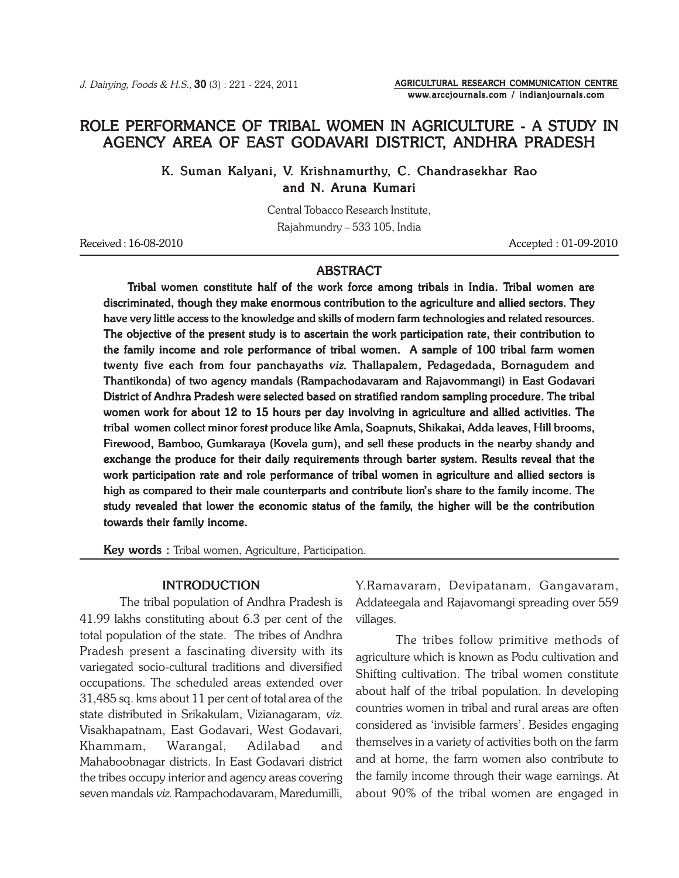# ROLE PERFORMANCE OF TRIBAL WOMEN IN AGRICULTURE - A STUDY IN AGENCY AREA OF EAST GODAVARI DISTRICT, ANDHRA PRADESH

**K. Suman Kalyani, V. Krishnamurthy, C. Chandrasekhar Rao and N. Aruna Kumari**

Central Tobacco Research Institute,
Rajahmundry – 533 105, India

Received : 16-08-2010 Accepted : 01-09-2010

## ABSTRACT

**Tribal women constitute half of the work force among tribals in India. Tribal women are discriminated, though they make enormous contribution to the agriculture and allied sectors. They have very little access to the knowledge and skills of modern farm technologies and related resources. The objective of the present study is to ascertain the work participation rate, their contribution to the family income and role performance of tribal women. A sample of 100 tribal farm women twenty five each from four panchayaths *viz.* Thallapalem, Pedagedada, Bornagudem and Thantikonda) of two agency mandals (Rampachodavaram and Rajavommangi) in East Godavari District of Andhra Pradesh were selected based on stratified random sampling procedure. The tribal women work for about 12 to 15 hours per day involving in agriculture and allied activities. The tribal women collect minor forest produce like Amla, Soapnuts, Shikakai, Adda leaves, Hill brooms, Firewood, Bamboo, Gumkaraya (Kovela gum), and sell these products in the nearby shandy and exchange the produce for their daily requirements through barter system. Results reveal that the work participation rate and role performance of tribal women in agriculture and allied sectors is high as compared to their male counterparts and contribute lion's share to the family income. The study revealed that lower the economic status of the family, the higher will be the contribution towards their family income.**

**Key words :** Tribal women, Agriculture, Participation.

## INTRODUCTION

The tribal population of Andhra Pradesh is 41.99 lakhs constituting about 6.3 per cent of the total population of the state. The tribes of Andhra Pradesh present a fascinating diversity with its variegated socio-cultural traditions and diversified occupations. The scheduled areas extended over 31,485 sq. kms about 11 per cent of total area of the state distributed in Srikakulam, Vizianagaram, *viz.* Visakhapatnam, East Godavari, West Godavari, Khammam, Warangal, Adilabad and Mahaboobnagar districts. In East Godavari district the tribes occupy interior and agency areas covering seven mandals *viz.* Rampachodavaram, Maredumilli, Y.Ramavaram, Devipatanam, Gangavaram, Addateegala and Rajavomangi spreading over 559 villages.

The tribes follow primitive methods of agriculture which is known as Podu cultivation and Shifting cultivation. The tribal women constitute about half of the tribal population. In developing countries women in tribal and rural areas are often considered as 'invisible farmers'. Besides engaging themselves in a variety of activities both on the farm and at home, the farm women also contribute to the family income through their wage earnings. At about 90% of the tribal women are engaged in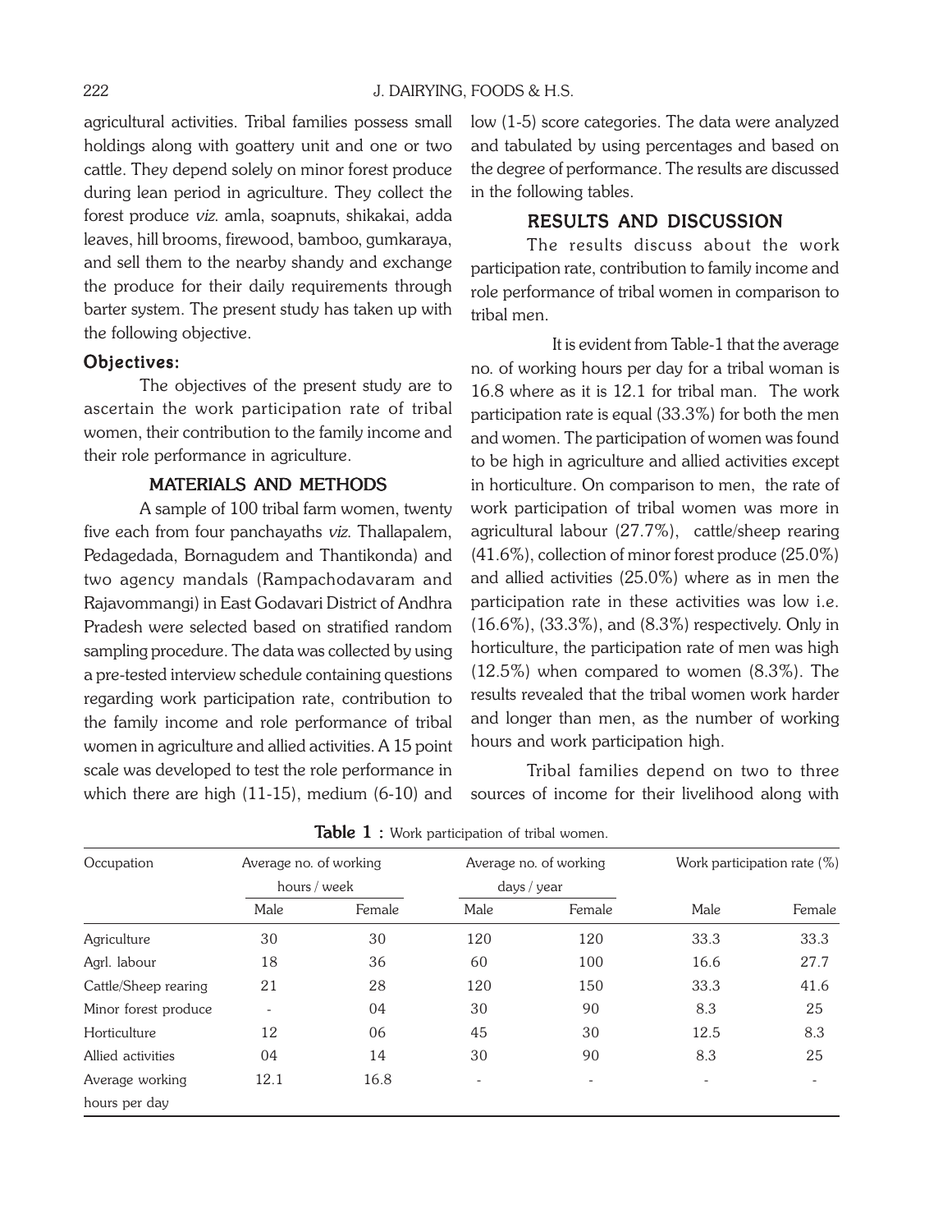agricultural activities. Tribal families possess small holdings along with goattery unit and one or two cattle. They depend solely on minor forest produce during lean period in agriculture. They collect the forest produce *viz.* amla, soapnuts, shikakai, adda leaves, hill brooms, firewood, bamboo, gumkaraya, and sell them to the nearby shandy and exchange the produce for their daily requirements through barter system. The present study has taken up with the following objective.

### Objectives:

The objectives of the present study are to ascertain the work participation rate of tribal women, their contribution to the family income and their role performance in agriculture.

## MATERIALS AND METHODS

A sample of 100 tribal farm women, twenty five each from four panchayaths *viz.* Thallapalem, Pedagedada, Bornagudem and Thantikonda) and two agency mandals (Rampachodavaram and Rajavommangi) in East Godavari District of Andhra Pradesh were selected based on stratified random sampling procedure. The data was collected by using a pre-tested interview schedule containing questions regarding work participation rate, contribution to the family income and role performance of tribal women in agriculture and allied activities. A 15 point scale was developed to test the role performance in which there are high (11-15), medium (6-10) and low (1-5) score categories. The data were analyzed and tabulated by using percentages and based on the degree of performance. The results are discussed in the following tables.

## RESULTS AND DISCUSSION

The results discuss about the work participation rate, contribution to family income and role performance of tribal women in comparison to tribal men.

It is evident from Table-1 that the average no. of working hours per day for a tribal woman is 16.8 where as it is 12.1 for tribal man. The work participation rate is equal (33.3%) for both the men and women. The participation of women was found to be high in agriculture and allied activities except in horticulture. On comparison to men, the rate of work participation of tribal women was more in agricultural labour (27.7%), cattle/sheep rearing (41.6%), collection of minor forest produce (25.0%) and allied activities (25.0%) where as in men the participation rate in these activities was low i.e. (16.6%), (33.3%), and (8.3%) respectively. Only in horticulture, the participation rate of men was high (12.5%) when compared to women (8.3%). The results revealed that the tribal women work harder and longer than men, as the number of working hours and work participation high.

Tribal families depend on two to three sources of income for their livelihood along with

**Table 1 :** Work participation of tribal women.

| Occupation | Average no. of working hours / week | | Average no. of working days / year | | Work participation rate (%) | |
|---|---|---|---|---|---|---|
| | Male | Female | Male | Female | Male | Female |
| Agriculture | 30 | 30 | 120 | 120 | 33.3 | 33.3 |
| Agrl. labour | 18 | 36 | 60 | 100 | 16.6 | 27.7 |
| Cattle/Sheep rearing | 21 | 28 | 120 | 150 | 33.3 | 41.6 |
| Minor forest produce | - | 04 | 30 | 90 | 8.3 | 25 |
| Horticulture | 12 | 06 | 45 | 30 | 12.5 | 8.3 |
| Allied activities | 04 | 14 | 30 | 90 | 8.3 | 25 |
| Average working hours per day | 12.1 | 16.8 | - | - | - | - |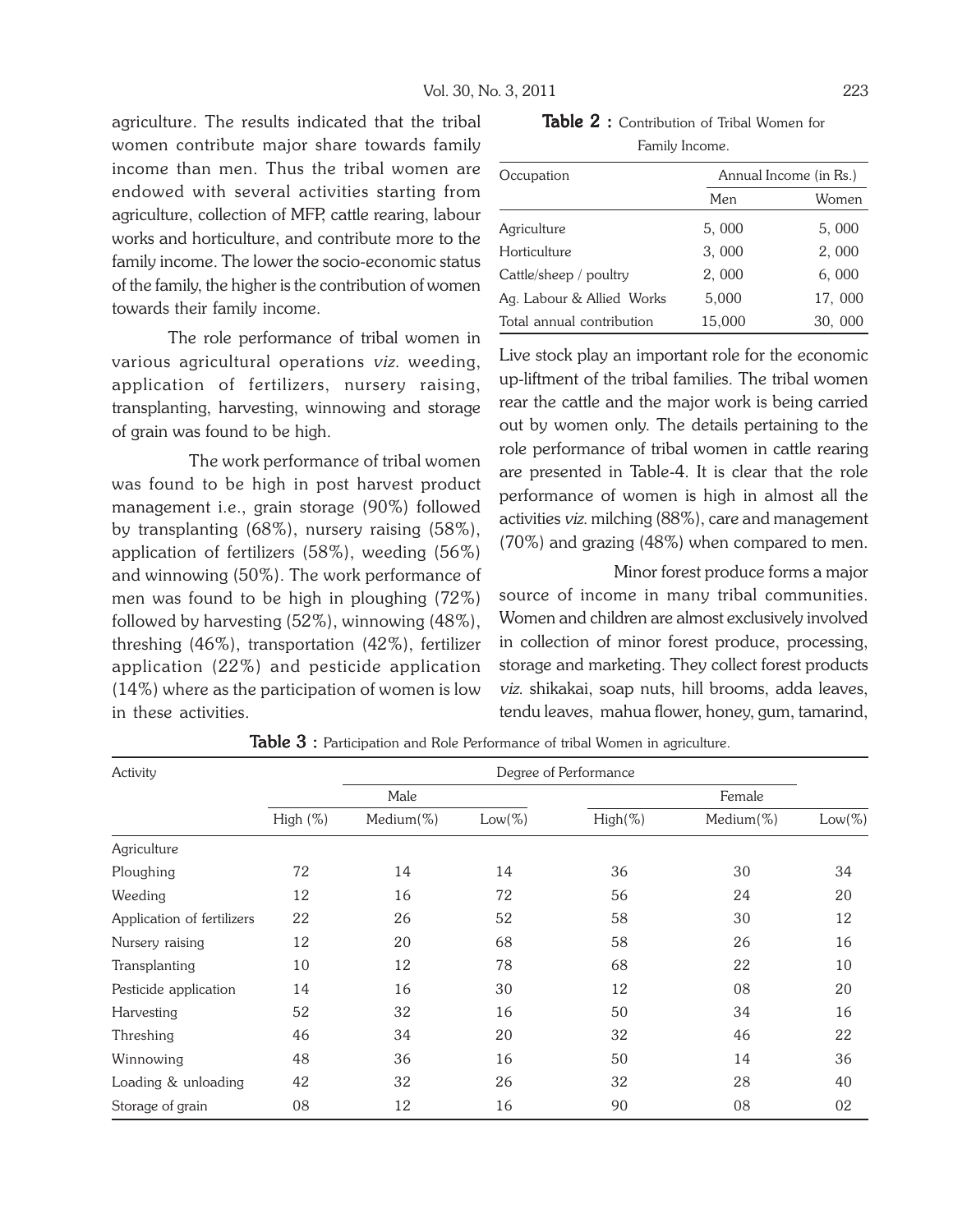agriculture. The results indicated that the tribal women contribute major share towards family income than men. Thus the tribal women are endowed with several activities starting from agriculture, collection of MFP, cattle rearing, labour works and horticulture, and contribute more to the family income. The lower the socio-economic status of the family, the higher is the contribution of women towards their family income.

The role performance of tribal women in various agricultural operations *viz.* weeding, application of fertilizers, nursery raising, transplanting, harvesting, winnowing and storage of grain was found to be high.

The work performance of tribal women was found to be high in post harvest product management i.e., grain storage (90%) followed by transplanting (68%), nursery raising (58%), application of fertilizers (58%), weeding (56%) and winnowing (50%). The work performance of men was found to be high in ploughing (72%) followed by harvesting (52%), winnowing (48%), threshing (46%), transportation (42%), fertilizer application (22%) and pesticide application (14%) where as the participation of women is low in these activities.

**Table 2 :** Contribution of Tribal Women for Family Income.

| Occupation | Annual Income (in Rs.) | |
|---|---|---|
| | Men | Women |
| Agriculture | 5, 000 | 5, 000 |
| Horticulture | 3, 000 | 2, 000 |
| Cattle/sheep / poultry | 2, 000 | 6, 000 |
| Ag. Labour & Allied Works | 5,000 | 17, 000 |
| Total annual contribution | 15,000 | 30, 000 |

Live stock play an important role for the economic up-liftment of the tribal families. The tribal women rear the cattle and the major work is being carried out by women only. The details pertaining to the role performance of tribal women in cattle rearing are presented in Table-4. It is clear that the role performance of women is high in almost all the activities *viz.* milching (88%), care and management (70%) and grazing (48%) when compared to men.

Minor forest produce forms a major source of income in many tribal communities. Women and children are almost exclusively involved in collection of minor forest produce, processing, storage and marketing. They collect forest products *viz.* shikakai, soap nuts, hill brooms, adda leaves, tendu leaves, mahua flower, honey, gum, tamarind,

**Table 3 :** Participation and Role Performance of tribal Women in agriculture.

| Activity | Degree of Performance | | | | | |
|---|---|---|---|---|---|---|
| | Male | | | Female | | |
| | High (%) | Medium(%) | Low(%) | High(%) | Medium(%) | Low(%) |
| Agriculture | | | | | | |
| Ploughing | 72 | 14 | 14 | 36 | 30 | 34 |
| Weeding | 12 | 16 | 72 | 56 | 24 | 20 |
| Application of fertilizers | 22 | 26 | 52 | 58 | 30 | 12 |
| Nursery raising | 12 | 20 | 68 | 58 | 26 | 16 |
| Transplanting | 10 | 12 | 78 | 68 | 22 | 10 |
| Pesticide application | 14 | 16 | 30 | 12 | 08 | 20 |
| Harvesting | 52 | 32 | 16 | 50 | 34 | 16 |
| Threshing | 46 | 34 | 20 | 32 | 46 | 22 |
| Winnowing | 48 | 36 | 16 | 50 | 14 | 36 |
| Loading & unloading | 42 | 32 | 26 | 32 | 28 | 40 |
| Storage of grain | 08 | 12 | 16 | 90 | 08 | 02 |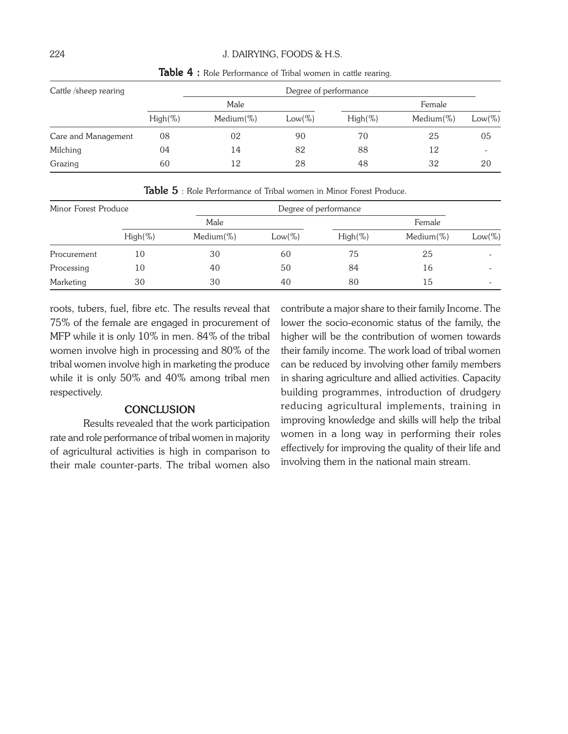**Table 4 :** Role Performance of Tribal women in cattle rearing.

| Cattle /sheep rearing | Degree of performance | | | | | |
|---|---|---|---|---|---|---|
| | Male | | | Female | | |
| | High(%) | Medium(%) | Low(%) | High(%) | Medium(%) | Low(%) |
| Care and Management | 08 | 02 | 90 | 70 | 25 | 05 |
| Milching | 04 | 14 | 82 | 88 | 12 | - |
| Grazing | 60 | 12 | 28 | 48 | 32 | 20 |

**Table 5** : Role Performance of Tribal women in Minor Forest Produce.

| Minor Forest Produce | Degree of performance | | | | | |
|---|---|---|---|---|---|---|
| | Male | | | Female | | |
| | High(%) | Medium(%) | Low(%) | High(%) | Medium(%) | Low(%) |
| Procurement | 10 | 30 | 60 | 75 | 25 | - |
| Processing | 10 | 40 | 50 | 84 | 16 | - |
| Marketing | 30 | 30 | 40 | 80 | 15 | - |

roots, tubers, fuel, fibre etc. The results reveal that 75% of the female are engaged in procurement of MFP while it is only 10% in men. 84% of the tribal women involve high in processing and 80% of the tribal women involve high in marketing the produce while it is only 50% and 40% among tribal men respectively.

## CONCLUSION

Results revealed that the work participation rate and role performance of tribal women in majority of agricultural activities is high in comparison to their male counter-parts. The tribal women also contribute a major share to their family Income. The lower the socio-economic status of the family, the higher will be the contribution of women towards their family income. The work load of tribal women can be reduced by involving other family members in sharing agriculture and allied activities. Capacity building programmes, introduction of drudgery reducing agricultural implements, training in improving knowledge and skills will help the tribal women in a long way in performing their roles effectively for improving the quality of their life and involving them in the national main stream.